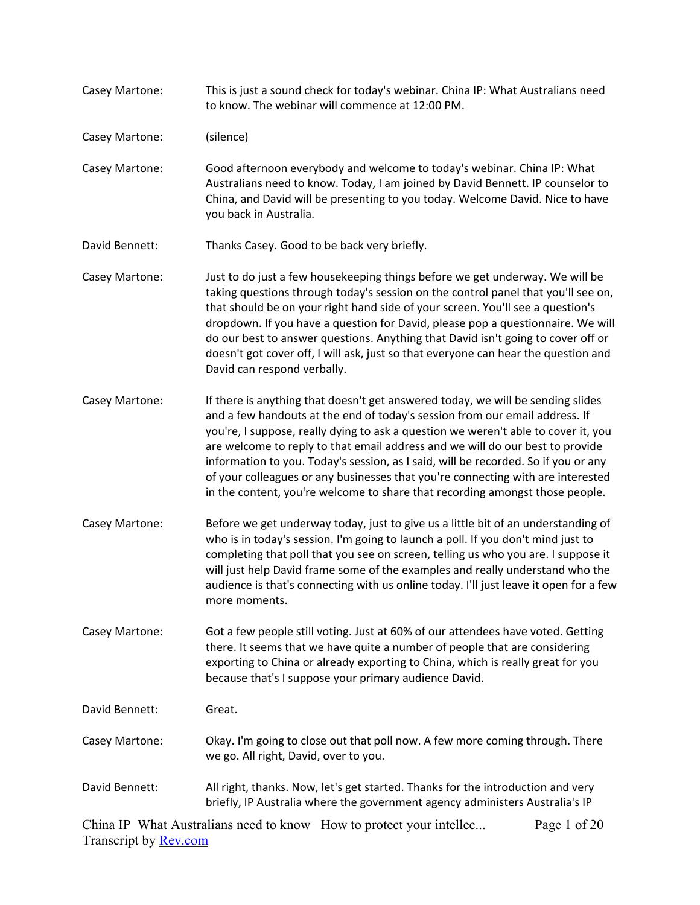**Casey Martone:** This is just a sound check for today's webinar. China IP: What Australians need to know. The webinar will commence at 12:00 PM.

**Casey Martone:** (silence)

**Casey Martone:** Good afternoon everybody and welcome to today's webinar. China IP: What Australians need to know. Today, I am joined by David Bennett. IP counselor to China, and David will be presenting to you today. Welcome David. Nice to have you back in Australia.

**David Bennett:** Thanks Casey. Good to be back very briefly.

**Casey Martone:** Just to do just a few housekeeping things before we get underway. We will be taking questions through today's session on the control panel that you'll see on, that should be on your right hand side of your screen. You'll see a question's dropdown. If you have a question for David, please pop a questionnaire. We will do our best to answer questions. Anything that David isn't going to cover off or doesn't got cover off, I will ask, just so that everyone can hear the question and David can respond verbally.

**Casey Martone:** If there is anything that doesn't get answered today, we will be sending slides and a few handouts at the end of today's session from our email address. If you're, I suppose, really dying to ask a question we weren't able to cover it, you are welcome to reply to that email address and we will do our best to provide information to you. Today's session, as I said, will be recorded. So if you or any of your colleagues or any businesses that you're connecting with are interested in the content, you're welcome to share that recording amongst those people.

**Casey Martone:** Before we get underway today, just to give us a little bit of an understanding of who is in today's session. I'm going to launch a poll. If you don't mind just to completing that poll that you see on screen, telling us who you are. I suppose it will just help David frame some of the examples and really understand who the audience is that's connecting with us online today. I'll just leave it open for a few more moments.

**Casey Martone:** Got a few people still voting. Just at 60% of our attendees have voted. Getting there. It seems that we have quite a number of people that are considering exporting to China or already exporting to China, which is really great for you because that's I suppose your primary audience David.

**David Bennett:** Great.

**Casey Martone:** Okay. I'm going to close out that poll now. A few more coming through. There we go. All right, David, over to you.

**David Bennett:** All right, thanks. Now, let's get started. Thanks for the introduction and very briefly, IP Australia where the government agency administers Australia's IP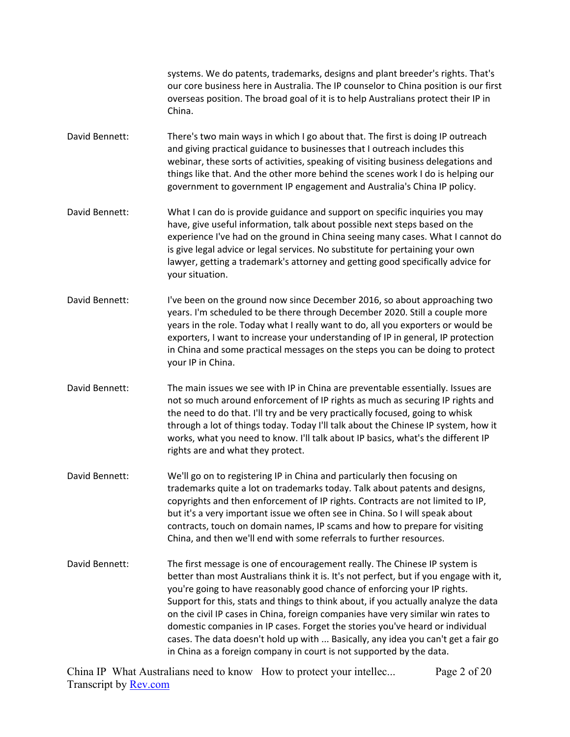systems. We do patents, trademarks, designs and plant breeder's rights. That's our core business here in Australia. The IP counselor to China position is our first overseas position. The broad goal of it is to help Australians protect their IP in China.

David Bennett: There's two main ways in which I go about that. The first is doing IP outreach and giving practical guidance to businesses that I outreach includes this webinar, these sorts of activities, speaking of visiting business delegations and things like that. And the other more behind the scenes work I do is helping our government to government IP engagement and Australia's China IP policy.

David Bennett: What I can do is provide guidance and support on specific inquiries you may have, give useful information, talk about possible next steps based on the experience I've had on the ground in China seeing many cases. What I cannot do is give legal advice or legal services. No substitute for pertaining your own lawyer, getting a trademark's attorney and getting good specifically advice for your situation.

David Bennett: I've been on the ground now since December 2016, so about approaching two years. I'm scheduled to be there through December 2020. Still a couple more years in the role. Today what I really want to do, all you exporters or would be exporters, I want to increase your understanding of IP in general, IP protection in China and some practical messages on the steps you can be doing to protect your IP in China.

David Bennett: The main issues we see with IP in China are preventable essentially. Issues are not so much around enforcement of IP rights as much as securing IP rights and the need to do that. I'll try and be very practically focused, going to whisk through a lot of things today. Today I'll talk about the Chinese IP system, how it works, what you need to know. I'll talk about IP basics, what's the different IP rights are and what they protect.

David Bennett: We'll go on to registering IP in China and particularly then focusing on trademarks quite a lot on trademarks today. Talk about patents and designs, copyrights and then enforcement of IP rights. Contracts are not limited to IP, but it's a very important issue we often see in China. So I will speak about contracts, touch on domain names, IP scams and how to prepare for visiting China, and then we'll end with some referrals to further resources.

David Bennett: The first message is one of encouragement really. The Chinese IP system is better than most Australians think it is. It's not perfect, but if you engage with it, you're going to have reasonably good chance of enforcing your IP rights. Support for this, stats and things to think about, if you actually analyze the data on the civil IP cases in China, foreign companies have very similar win rates to domestic companies in IP cases. Forget the stories you've heard or individual cases. The data doesn't hold up with ... Basically, any idea you can't get a fair go in China as a foreign company in court is not supported by the data.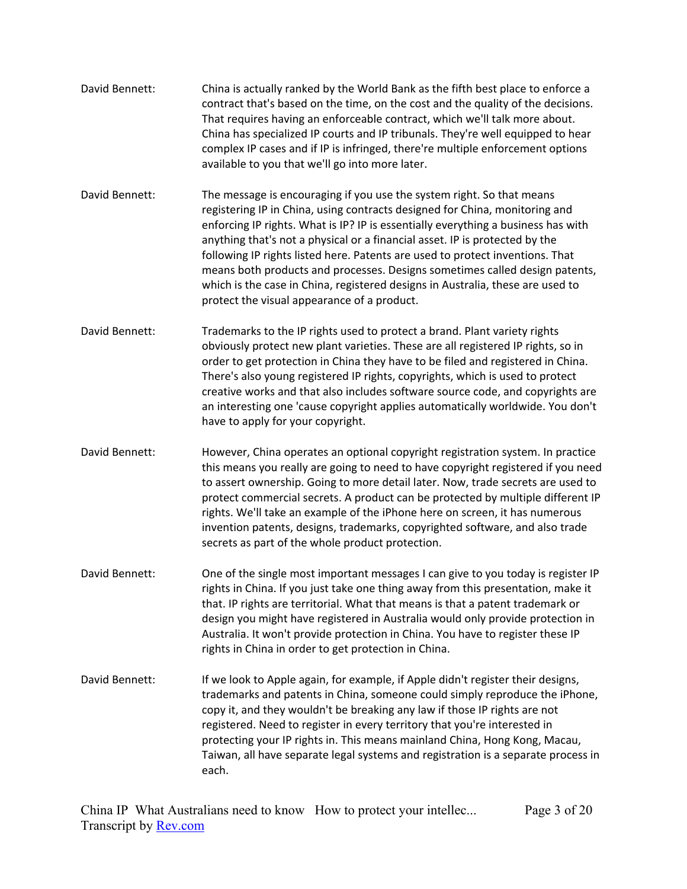David Bennett: China is actually ranked by the World Bank as the fifth best place to enforce a contract that's based on the time, on the cost and the quality of the decisions. That requires having an enforceable contract, which we'll talk more about. China has specialized IP courts and IP tribunals. They're well equipped to hear complex IP cases and if IP is infringed, there're multiple enforcement options available to you that we'll go into more later.

David Bennett: The message is encouraging if you use the system right. So that means registering IP in China, using contracts designed for China, monitoring and enforcing IP rights. What is IP? IP is essentially everything a business has with anything that's not a physical or a financial asset. IP is protected by the following IP rights listed here. Patents are used to protect inventions. That means both products and processes. Designs sometimes called design patents, which is the case in China, registered designs in Australia, these are used to protect the visual appearance of a product.

David Bennett: Trademarks to the IP rights used to protect a brand. Plant variety rights obviously protect new plant varieties. These are all registered IP rights, so in order to get protection in China they have to be filed and registered in China. There's also young registered IP rights, copyrights, which is used to protect creative works and that also includes software source code, and copyrights are an interesting one 'cause copyright applies automatically worldwide. You don't have to apply for your copyright.

David Bennett: However, China operates an optional copyright registration system. In practice this means you really are going to need to have copyright registered if you need to assert ownership. Going to more detail later. Now, trade secrets are used to protect commercial secrets. A product can be protected by multiple different IP rights. We'll take an example of the iPhone here on screen, it has numerous invention patents, designs, trademarks, copyrighted software, and also trade secrets as part of the whole product protection.

David Bennett: One of the single most important messages I can give to you today is register IP rights in China. If you just take one thing away from this presentation, make it that. IP rights are territorial. What that means is that a patent trademark or design you might have registered in Australia would only provide protection in Australia. It won't provide protection in China. You have to register these IP rights in China in order to get protection in China.

David Bennett: If we look to Apple again, for example, if Apple didn't register their designs, trademarks and patents in China, someone could simply reproduce the iPhone, copy it, and they wouldn't be breaking any law if those IP rights are not registered. Need to register in every territory that you're interested in protecting your IP rights in. This means mainland China, Hong Kong, Macau, Taiwan, all have separate legal systems and registration is a separate process in each.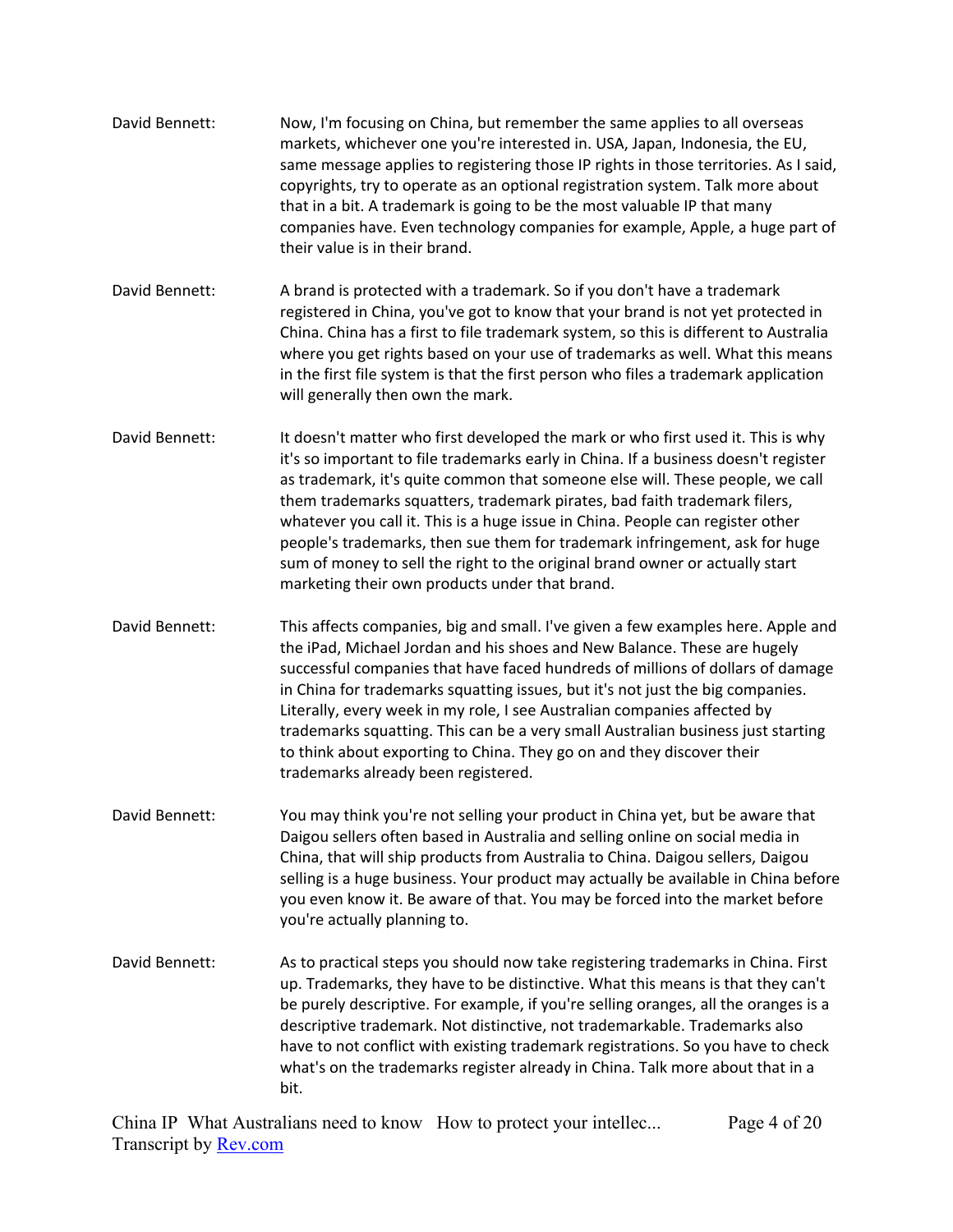**David Bennett:** Now, I'm focusing on China, but remember the same applies to all overseas markets, whichever one you're interested in. USA, Japan, Indonesia, the EU, same message applies to registering those IP rights in those territories. As I said, copyrights, try to operate as an optional registration system. Talk more about that in a bit. A trademark is going to be the most valuable IP that many companies have. Even technology companies for example, Apple, a huge part of their value is in their brand.

**David Bennett:** A brand is protected with a trademark. So if you don't have a trademark registered in China, you've got to know that your brand is not yet protected in China. China has a first to file trademark system, so this is different to Australia where you get rights based on your use of trademarks as well. What this means in the first file system is that the first person who files a trademark application will generally then own the mark.

**David Bennett:** It doesn't matter who first developed the mark or who first used it. This is why it's so important to file trademarks early in China. If a business doesn't register as trademark, it's quite common that someone else will. These people, we call them trademarks squatters, trademark pirates, bad faith trademark filers, whatever you call it. This is a huge issue in China. People can register other people's trademarks, then sue them for trademark infringement, ask for huge sum of money to sell the right to the original brand owner or actually start marketing their own products under that brand.

**David Bennett:** This affects companies, big and small. I've given a few examples here. Apple and the iPad, Michael Jordan and his shoes and New Balance. These are hugely successful companies that have faced hundreds of millions of dollars of damage in China for trademarks squatting issues, but it's not just the big companies. Literally, every week in my role, I see Australian companies affected by trademarks squatting. This can be a very small Australian business just starting to think about exporting to China. They go on and they discover their trademarks already been registered.

**David Bennett:** You may think you're not selling your product in China yet, but be aware that Daigou sellers often based in Australia and selling online on social media in China, that will ship products from Australia to China. Daigou sellers, Daigou selling is a huge business. Your product may actually be available in China before you even know it. Be aware of that. You may be forced into the market before you're actually planning to.

**David Bennett:** As to practical steps you should now take registering trademarks in China. First up. Trademarks, they have to be distinctive. What this means is that they can't be purely descriptive. For example, if you're selling oranges, all the oranges is a descriptive trademark. Not distinctive, not trademarkable. Trademarks also have to not conflict with existing trademark registrations. So you have to check what's on the trademarks register already in China. Talk more about that in a bit.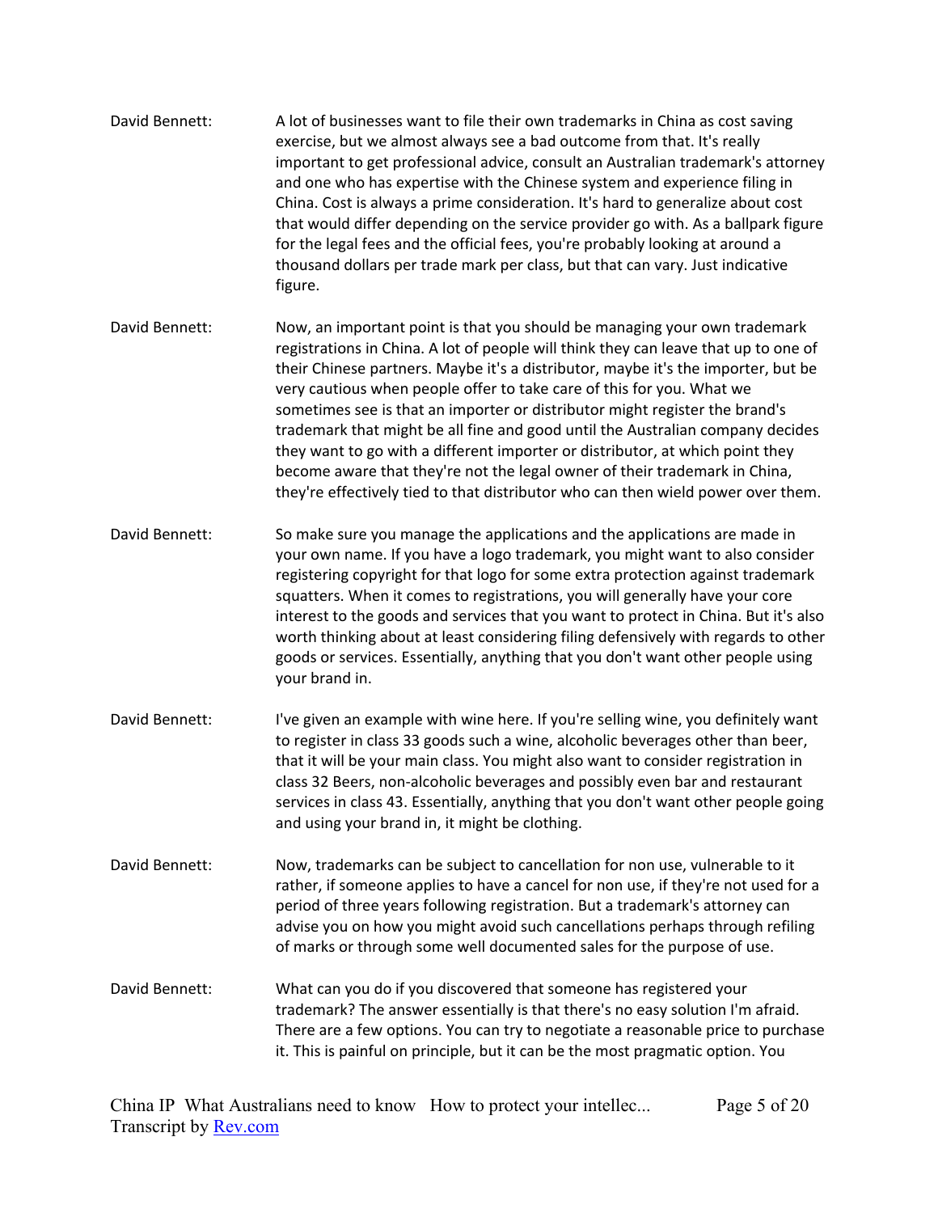David Bennett: A lot of businesses want to file their own trademarks in China as cost saving exercise, but we almost always see a bad outcome from that. It's really important to get professional advice, consult an Australian trademark's attorney and one who has expertise with the Chinese system and experience filing in China. Cost is always a prime consideration. It's hard to generalize about cost that would differ depending on the service provider go with. As a ballpark figure for the legal fees and the official fees, you're probably looking at around a thousand dollars per trade mark per class, but that can vary. Just indicative figure.

David Bennett: Now, an important point is that you should be managing your own trademark registrations in China. A lot of people will think they can leave that up to one of their Chinese partners. Maybe it's a distributor, maybe it's the importer, but be very cautious when people offer to take care of this for you. What we sometimes see is that an importer or distributor might register the brand's trademark that might be all fine and good until the Australian company decides they want to go with a different importer or distributor, at which point they become aware that they're not the legal owner of their trademark in China, they're effectively tied to that distributor who can then wield power over them.

David Bennett: So make sure you manage the applications and the applications are made in your own name. If you have a logo trademark, you might want to also consider registering copyright for that logo for some extra protection against trademark squatters. When it comes to registrations, you will generally have your core interest to the goods and services that you want to protect in China. But it's also worth thinking about at least considering filing defensively with regards to other goods or services. Essentially, anything that you don't want other people using your brand in.

David Bennett: I've given an example with wine here. If you're selling wine, you definitely want to register in class 33 goods such a wine, alcoholic beverages other than beer, that it will be your main class. You might also want to consider registration in class 32 Beers, non-alcoholic beverages and possibly even bar and restaurant services in class 43. Essentially, anything that you don't want other people going and using your brand in, it might be clothing.

David Bennett: Now, trademarks can be subject to cancellation for non use, vulnerable to it rather, if someone applies to have a cancel for non use, if they're not used for a period of three years following registration. But a trademark's attorney can advise you on how you might avoid such cancellations perhaps through refiling of marks or through some well documented sales for the purpose of use.

David Bennett: What can you do if you discovered that someone has registered your trademark? The answer essentially is that there's no easy solution I'm afraid. There are a few options. You can try to negotiate a reasonable price to purchase it. This is painful on principle, but it can be the most pragmatic option. You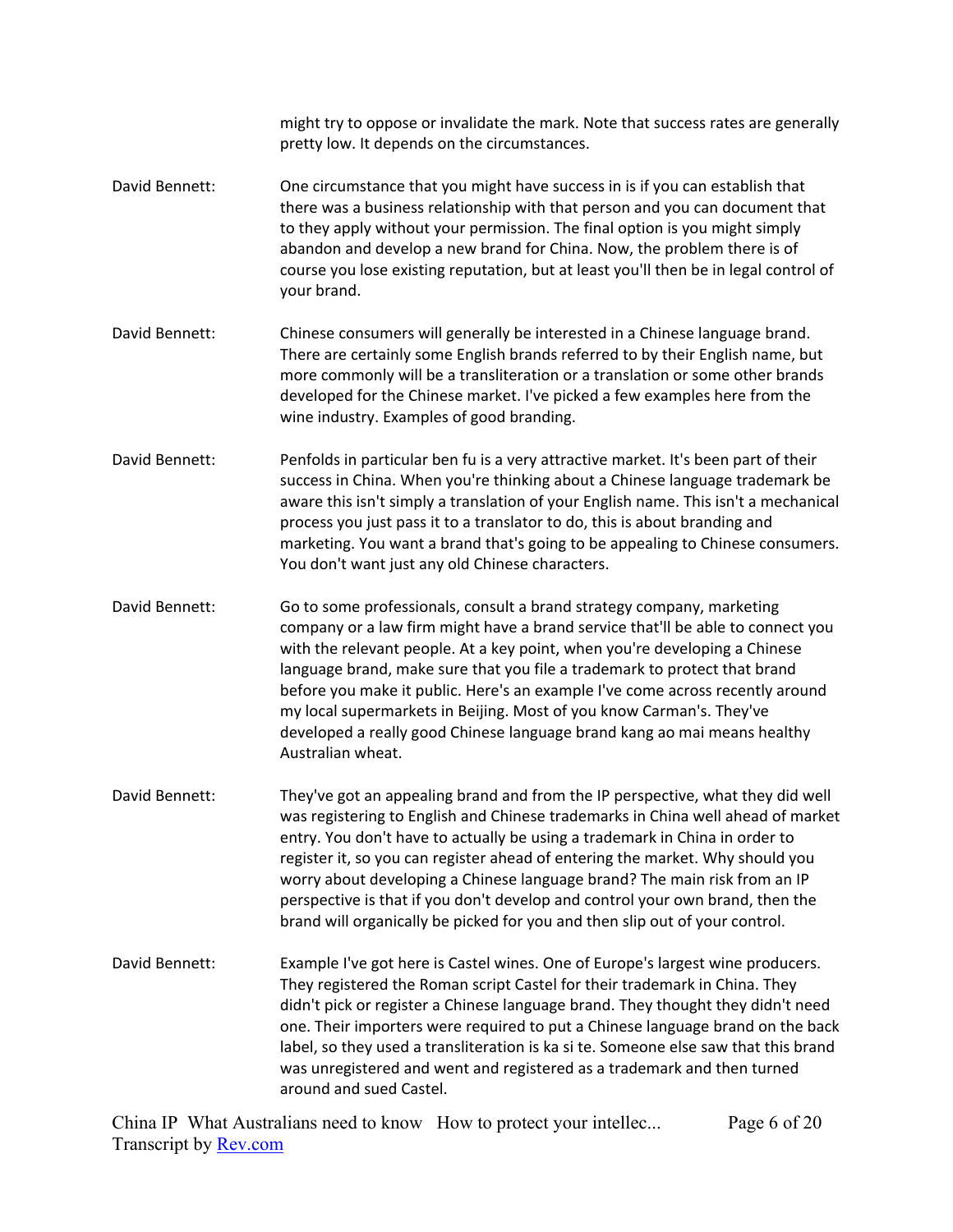might try to oppose or invalidate the mark. Note that success rates are generally pretty low. It depends on the circumstances.

David Bennett: One circumstance that you might have success in is if you can establish that there was a business relationship with that person and you can document that to they apply without your permission. The final option is you might simply abandon and develop a new brand for China. Now, the problem there is of course you lose existing reputation, but at least you'll then be in legal control of your brand.

David Bennett: Chinese consumers will generally be interested in a Chinese language brand. There are certainly some English brands referred to by their English name, but more commonly will be a transliteration or a translation or some other brands developed for the Chinese market. I've picked a few examples here from the wine industry. Examples of good branding.

David Bennett: Penfolds in particular ben fu is a very attractive market. It's been part of their success in China. When you're thinking about a Chinese language trademark be aware this isn't simply a translation of your English name. This isn't a mechanical process you just pass it to a translator to do, this is about branding and marketing. You want a brand that's going to be appealing to Chinese consumers. You don't want just any old Chinese characters.

David Bennett: Go to some professionals, consult a brand strategy company, marketing company or a law firm might have a brand service that'll be able to connect you with the relevant people. At a key point, when you're developing a Chinese language brand, make sure that you file a trademark to protect that brand before you make it public. Here's an example I've come across recently around my local supermarkets in Beijing. Most of you know Carman's. They've developed a really good Chinese language brand kang ao mai means healthy Australian wheat.

David Bennett: They've got an appealing brand and from the IP perspective, what they did well was registering to English and Chinese trademarks in China well ahead of market entry. You don't have to actually be using a trademark in China in order to register it, so you can register ahead of entering the market. Why should you worry about developing a Chinese language brand? The main risk from an IP perspective is that if you don't develop and control your own brand, then the brand will organically be picked for you and then slip out of your control.

David Bennett: Example I've got here is Castel wines. One of Europe's largest wine producers. They registered the Roman script Castel for their trademark in China. They didn't pick or register a Chinese language brand. They thought they didn't need one. Their importers were required to put a Chinese language brand on the back label, so they used a transliteration is ka si te. Someone else saw that this brand was unregistered and went and registered as a trademark and then turned around and sued Castel.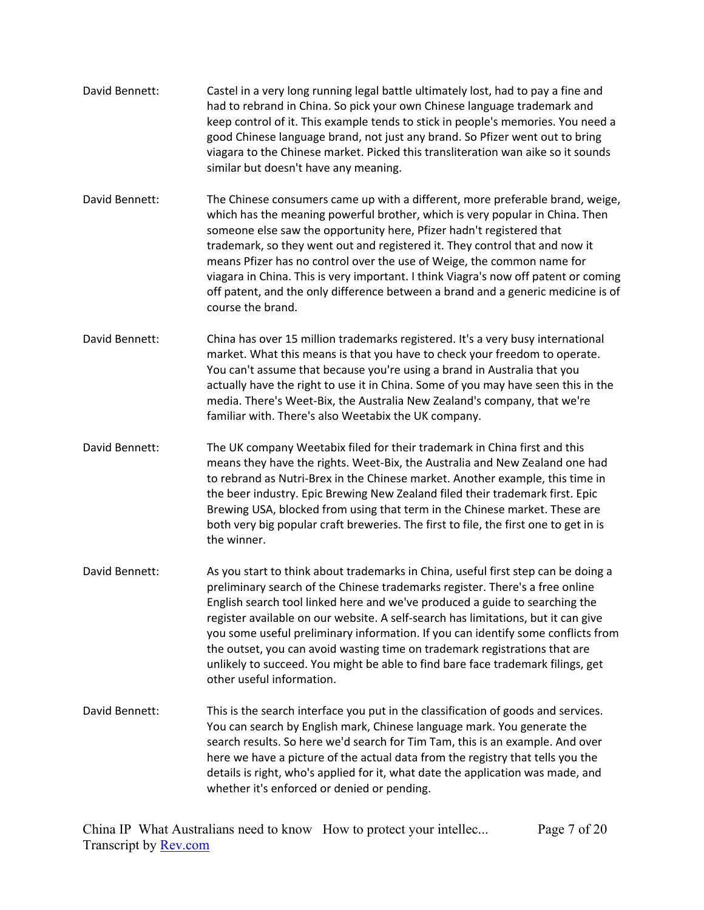David Bennett: Castel in a very long running legal battle ultimately lost, had to pay a fine and had to rebrand in China. So pick your own Chinese language trademark and keep control of it. This example tends to stick in people's memories. You need a good Chinese language brand, not just any brand. So Pfizer went out to bring viagara to the Chinese market. Picked this transliteration wan aike so it sounds similar but doesn't have any meaning.

David Bennett: The Chinese consumers came up with a different, more preferable brand, weige, which has the meaning powerful brother, which is very popular in China. Then someone else saw the opportunity here, Pfizer hadn't registered that trademark, so they went out and registered it. They control that and now it means Pfizer has no control over the use of Weige, the common name for viagara in China. This is very important. I think Viagra's now off patent or coming off patent, and the only difference between a brand and a generic medicine is of course the brand.

David Bennett: China has over 15 million trademarks registered. It's a very busy international market. What this means is that you have to check your freedom to operate. You can't assume that because you're using a brand in Australia that you actually have the right to use it in China. Some of you may have seen this in the media. There's Weet-Bix, the Australia New Zealand's company, that we're familiar with. There's also Weetabix the UK company.

David Bennett: The UK company Weetabix filed for their trademark in China first and this means they have the rights. Weet-Bix, the Australia and New Zealand one had to rebrand as Nutri-Brex in the Chinese market. Another example, this time in the beer industry. Epic Brewing New Zealand filed their trademark first. Epic Brewing USA, blocked from using that term in the Chinese market. These are both very big popular craft breweries. The first to file, the first one to get in is the winner.

David Bennett: As you start to think about trademarks in China, useful first step can be doing a preliminary search of the Chinese trademarks register. There's a free online English search tool linked here and we've produced a guide to searching the register available on our website. A self-search has limitations, but it can give you some useful preliminary information. If you can identify some conflicts from the outset, you can avoid wasting time on trademark registrations that are unlikely to succeed. You might be able to find bare face trademark filings, get other useful information.

David Bennett: This is the search interface you put in the classification of goods and services. You can search by English mark, Chinese language mark. You generate the search results. So here we'd search for Tim Tam, this is an example. And over here we have a picture of the actual data from the registry that tells you the details is right, who's applied for it, what date the application was made, and whether it's enforced or denied or pending.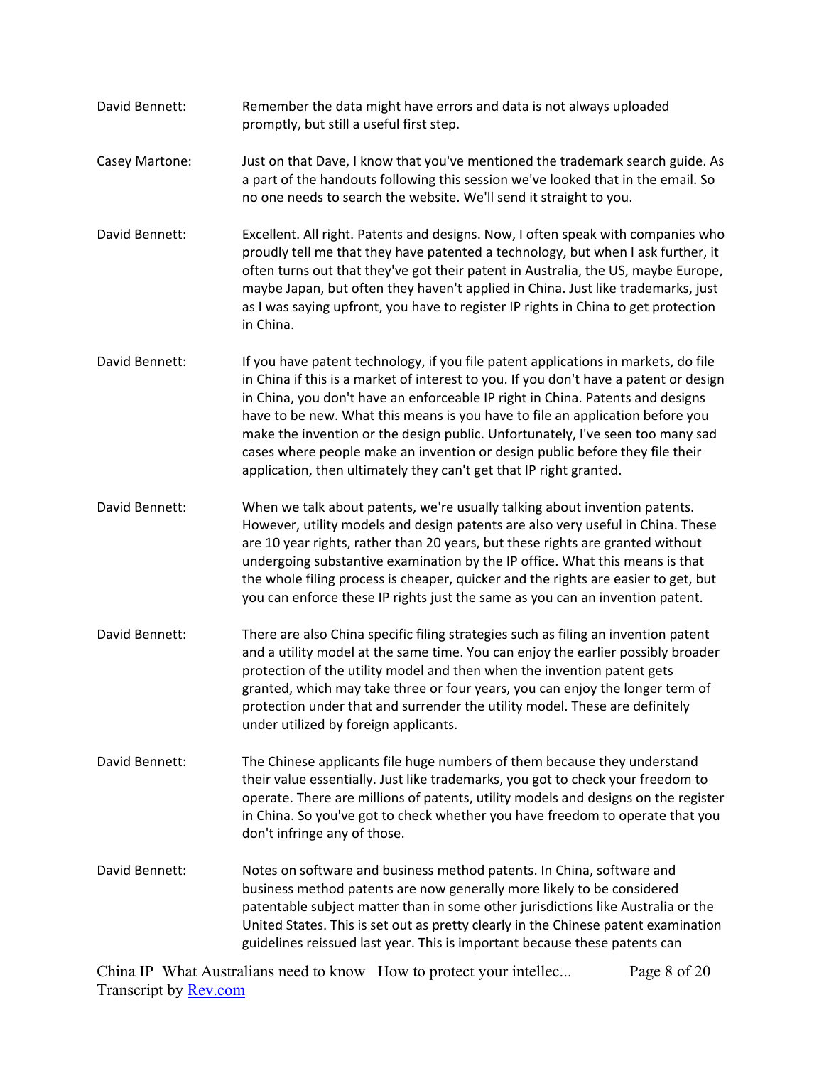David Bennett: Remember the data might have errors and data is not always uploaded promptly, but still a useful first step.

Casey Martone: Just on that Dave, I know that you've mentioned the trademark search guide. As a part of the handouts following this session we've looked that in the email. So no one needs to search the website. We'll send it straight to you.

David Bennett: Excellent. All right. Patents and designs. Now, I often speak with companies who proudly tell me that they have patented a technology, but when I ask further, it often turns out that they've got their patent in Australia, the US, maybe Europe, maybe Japan, but often they haven't applied in China. Just like trademarks, just as I was saying upfront, you have to register IP rights in China to get protection in China.

David Bennett: If you have patent technology, if you file patent applications in markets, do file in China if this is a market of interest to you. If you don't have a patent or design in China, you don't have an enforceable IP right in China. Patents and designs have to be new. What this means is you have to file an application before you make the invention or the design public. Unfortunately, I've seen too many sad cases where people make an invention or design public before they file their application, then ultimately they can't get that IP right granted.

David Bennett: When we talk about patents, we're usually talking about invention patents. However, utility models and design patents are also very useful in China. These are 10 year rights, rather than 20 years, but these rights are granted without undergoing substantive examination by the IP office. What this means is that the whole filing process is cheaper, quicker and the rights are easier to get, but you can enforce these IP rights just the same as you can an invention patent.

David Bennett: There are also China specific filing strategies such as filing an invention patent and a utility model at the same time. You can enjoy the earlier possibly broader protection of the utility model and then when the invention patent gets granted, which may take three or four years, you can enjoy the longer term of protection under that and surrender the utility model. These are definitely under utilized by foreign applicants.

David Bennett: The Chinese applicants file huge numbers of them because they understand their value essentially. Just like trademarks, you got to check your freedom to operate. There are millions of patents, utility models and designs on the register in China. So you've got to check whether you have freedom to operate that you don't infringe any of those.

David Bennett: Notes on software and business method patents. In China, software and business method patents are now generally more likely to be considered patentable subject matter than in some other jurisdictions like Australia or the United States. This is set out as pretty clearly in the Chinese patent examination guidelines reissued last year. This is important because these patents can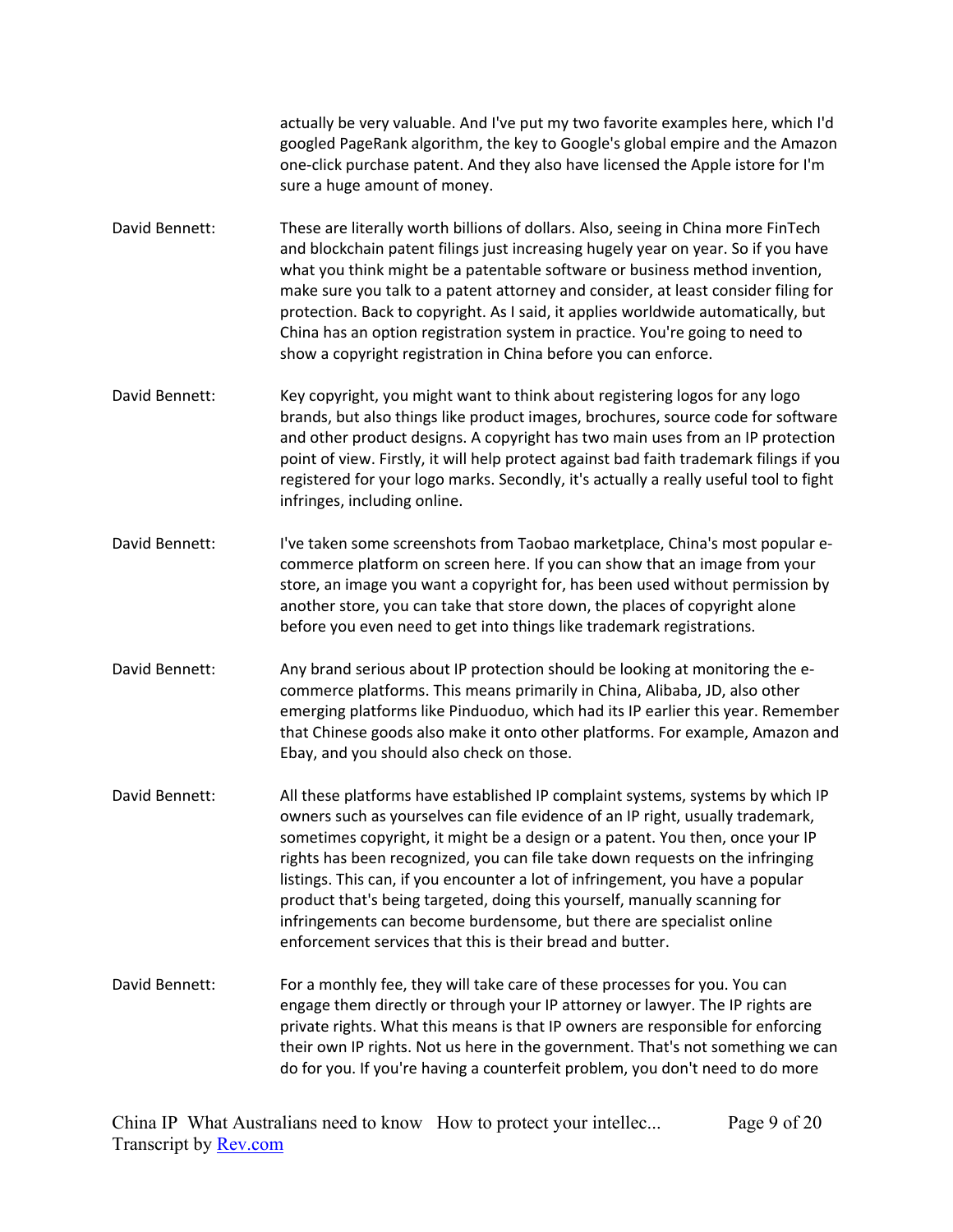actually be very valuable. And I've put my two favorite examples here, which I'd googled PageRank algorithm, the key to Google's global empire and the Amazon one-click purchase patent. And they also have licensed the Apple istore for I'm sure a huge amount of money.

David Bennett: These are literally worth billions of dollars. Also, seeing in China more FinTech and blockchain patent filings just increasing hugely year on year. So if you have what you think might be a patentable software or business method invention, make sure you talk to a patent attorney and consider, at least consider filing for protection. Back to copyright. As I said, it applies worldwide automatically, but China has an option registration system in practice. You're going to need to show a copyright registration in China before you can enforce.

David Bennett: Key copyright, you might want to think about registering logos for any logo brands, but also things like product images, brochures, source code for software and other product designs. A copyright has two main uses from an IP protection point of view. Firstly, it will help protect against bad faith trademark filings if you registered for your logo marks. Secondly, it's actually a really useful tool to fight infringes, including online.

David Bennett: I've taken some screenshots from Taobao marketplace, China's most popular e-commerce platform on screen here. If you can show that an image from your store, an image you want a copyright for, has been used without permission by another store, you can take that store down, the places of copyright alone before you even need to get into things like trademark registrations.

David Bennett: Any brand serious about IP protection should be looking at monitoring the e-commerce platforms. This means primarily in China, Alibaba, JD, also other emerging platforms like Pinduoduo, which had its IP earlier this year. Remember that Chinese goods also make it onto other platforms. For example, Amazon and Ebay, and you should also check on those.

David Bennett: All these platforms have established IP complaint systems, systems by which IP owners such as yourselves can file evidence of an IP right, usually trademark, sometimes copyright, it might be a design or a patent. You then, once your IP rights has been recognized, you can file take down requests on the infringing listings. This can, if you encounter a lot of infringement, you have a popular product that's being targeted, doing this yourself, manually scanning for infringements can become burdensome, but there are specialist online enforcement services that this is their bread and butter.

David Bennett: For a monthly fee, they will take care of these processes for you. You can engage them directly or through your IP attorney or lawyer. The IP rights are private rights. What this means is that IP owners are responsible for enforcing their own IP rights. Not us here in the government. That's not something we can do for you. If you're having a counterfeit problem, you don't need to do more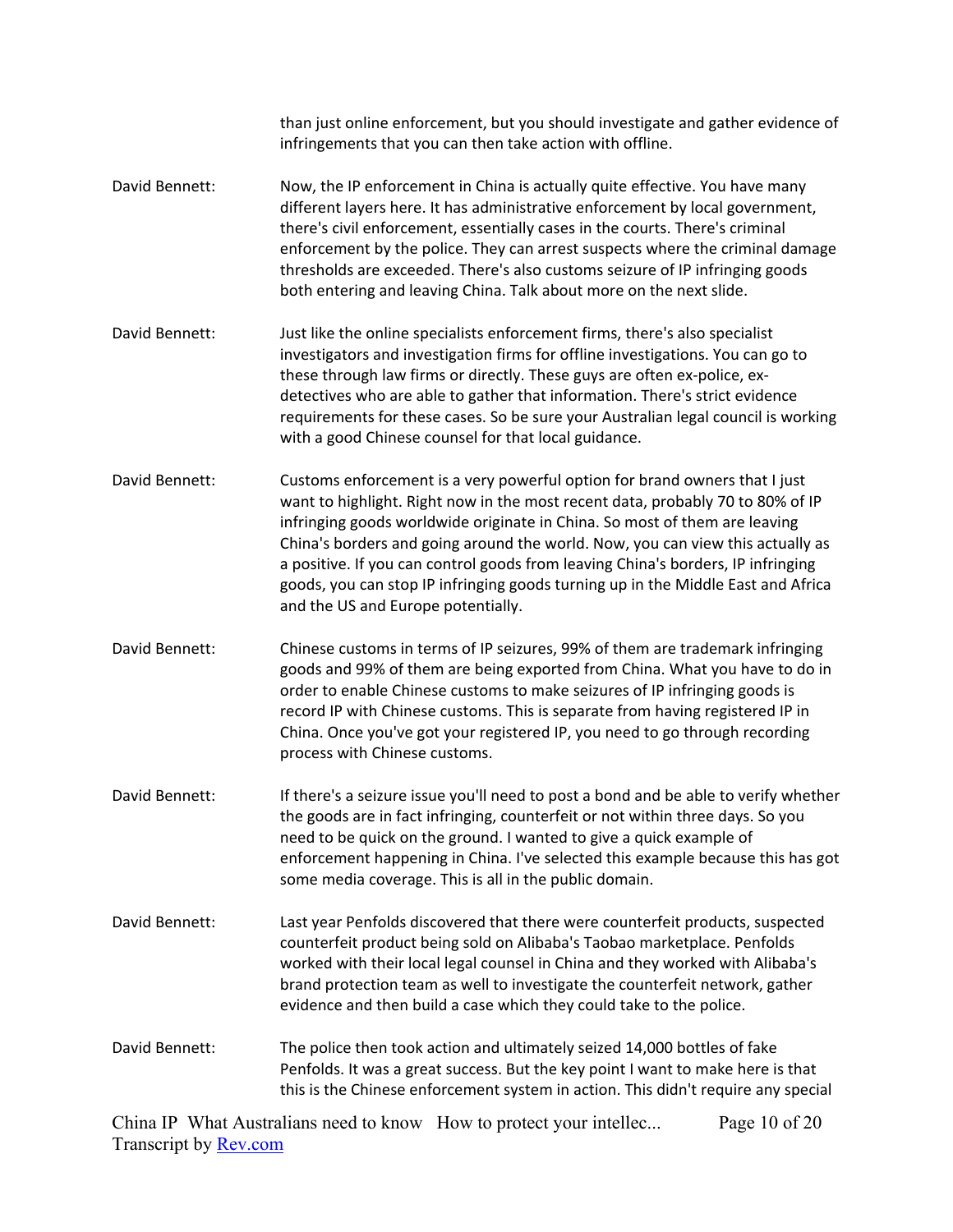than just online enforcement, but you should investigate and gather evidence of infringements that you can then take action with offline.

David Bennett: Now, the IP enforcement in China is actually quite effective. You have many different layers here. It has administrative enforcement by local government, there's civil enforcement, essentially cases in the courts. There's criminal enforcement by the police. They can arrest suspects where the criminal damage thresholds are exceeded. There's also customs seizure of IP infringing goods both entering and leaving China. Talk about more on the next slide.

David Bennett: Just like the online specialists enforcement firms, there's also specialist investigators and investigation firms for offline investigations. You can go to these through law firms or directly. These guys are often ex-police, ex-detectives who are able to gather that information. There's strict evidence requirements for these cases. So be sure your Australian legal council is working with a good Chinese counsel for that local guidance.

David Bennett: Customs enforcement is a very powerful option for brand owners that I just want to highlight. Right now in the most recent data, probably 70 to 80% of IP infringing goods worldwide originate in China. So most of them are leaving China's borders and going around the world. Now, you can view this actually as a positive. If you can control goods from leaving China's borders, IP infringing goods, you can stop IP infringing goods turning up in the Middle East and Africa and the US and Europe potentially.

David Bennett: Chinese customs in terms of IP seizures, 99% of them are trademark infringing goods and 99% of them are being exported from China. What you have to do in order to enable Chinese customs to make seizures of IP infringing goods is record IP with Chinese customs. This is separate from having registered IP in China. Once you've got your registered IP, you need to go through recording process with Chinese customs.

David Bennett: If there's a seizure issue you'll need to post a bond and be able to verify whether the goods are in fact infringing, counterfeit or not within three days. So you need to be quick on the ground. I wanted to give a quick example of enforcement happening in China. I've selected this example because this has got some media coverage. This is all in the public domain.

David Bennett: Last year Penfolds discovered that there were counterfeit products, suspected counterfeit product being sold on Alibaba's Taobao marketplace. Penfolds worked with their local legal counsel in China and they worked with Alibaba's brand protection team as well to investigate the counterfeit network, gather evidence and then build a case which they could take to the police.

David Bennett: The police then took action and ultimately seized 14,000 bottles of fake Penfolds. It was a great success. But the key point I want to make here is that this is the Chinese enforcement system in action. This didn't require any special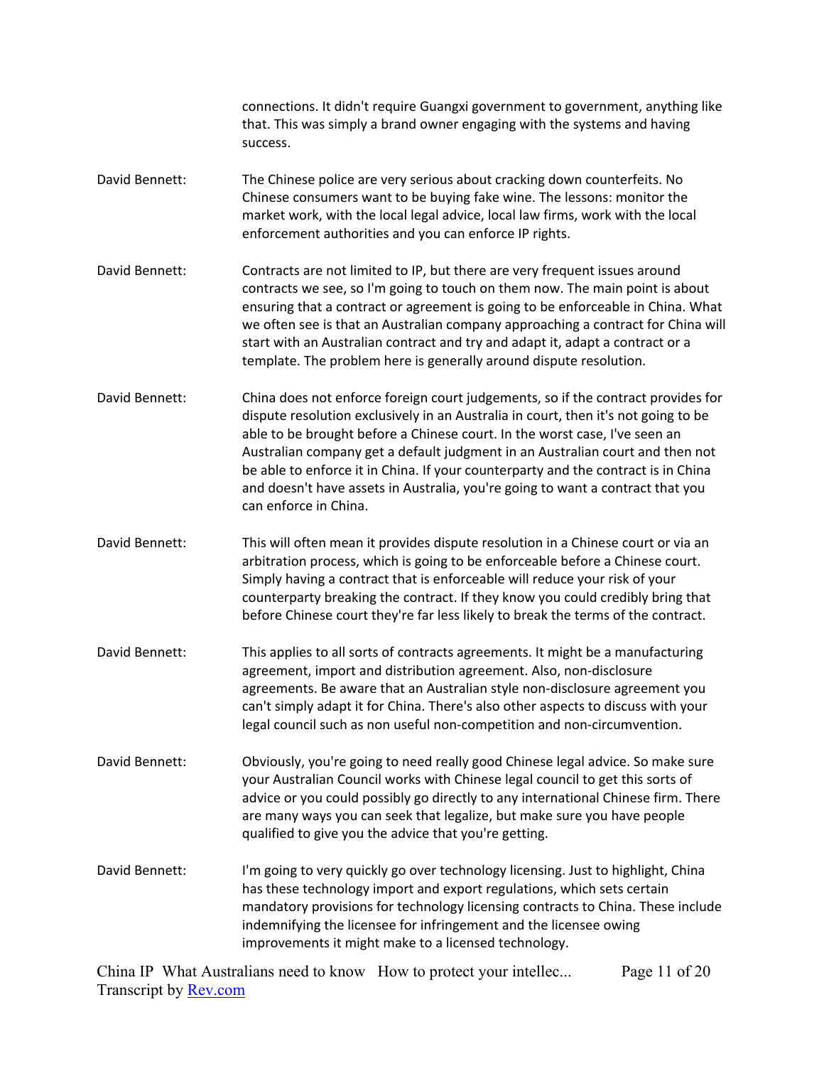connections. It didn't require Guangxi government to government, anything like that. This was simply a brand owner engaging with the systems and having success.

David Bennett: The Chinese police are very serious about cracking down counterfeits. No Chinese consumers want to be buying fake wine. The lessons: monitor the market work, with the local legal advice, local law firms, work with the local enforcement authorities and you can enforce IP rights.

David Bennett: Contracts are not limited to IP, but there are very frequent issues around contracts we see, so I'm going to touch on them now. The main point is about ensuring that a contract or agreement is going to be enforceable in China. What we often see is that an Australian company approaching a contract for China will start with an Australian contract and try and adapt it, adapt a contract or a template. The problem here is generally around dispute resolution.

David Bennett: China does not enforce foreign court judgements, so if the contract provides for dispute resolution exclusively in an Australia in court, then it's not going to be able to be brought before a Chinese court. In the worst case, I've seen an Australian company get a default judgment in an Australian court and then not be able to enforce it in China. If your counterparty and the contract is in China and doesn't have assets in Australia, you're going to want a contract that you can enforce in China.

David Bennett: This will often mean it provides dispute resolution in a Chinese court or via an arbitration process, which is going to be enforceable before a Chinese court. Simply having a contract that is enforceable will reduce your risk of your counterparty breaking the contract. If they know you could credibly bring that before Chinese court they're far less likely to break the terms of the contract.

David Bennett: This applies to all sorts of contracts agreements. It might be a manufacturing agreement, import and distribution agreement. Also, non-disclosure agreements. Be aware that an Australian style non-disclosure agreement you can't simply adapt it for China. There's also other aspects to discuss with your legal council such as non useful non-competition and non-circumvention.

David Bennett: Obviously, you're going to need really good Chinese legal advice. So make sure your Australian Council works with Chinese legal council to get this sorts of advice or you could possibly go directly to any international Chinese firm. There are many ways you can seek that legalize, but make sure you have people qualified to give you the advice that you're getting.

David Bennett: I'm going to very quickly go over technology licensing. Just to highlight, China has these technology import and export regulations, which sets certain mandatory provisions for technology licensing contracts to China. These include indemnifying the licensee for infringement and the licensee owing improvements it might make to a licensed technology.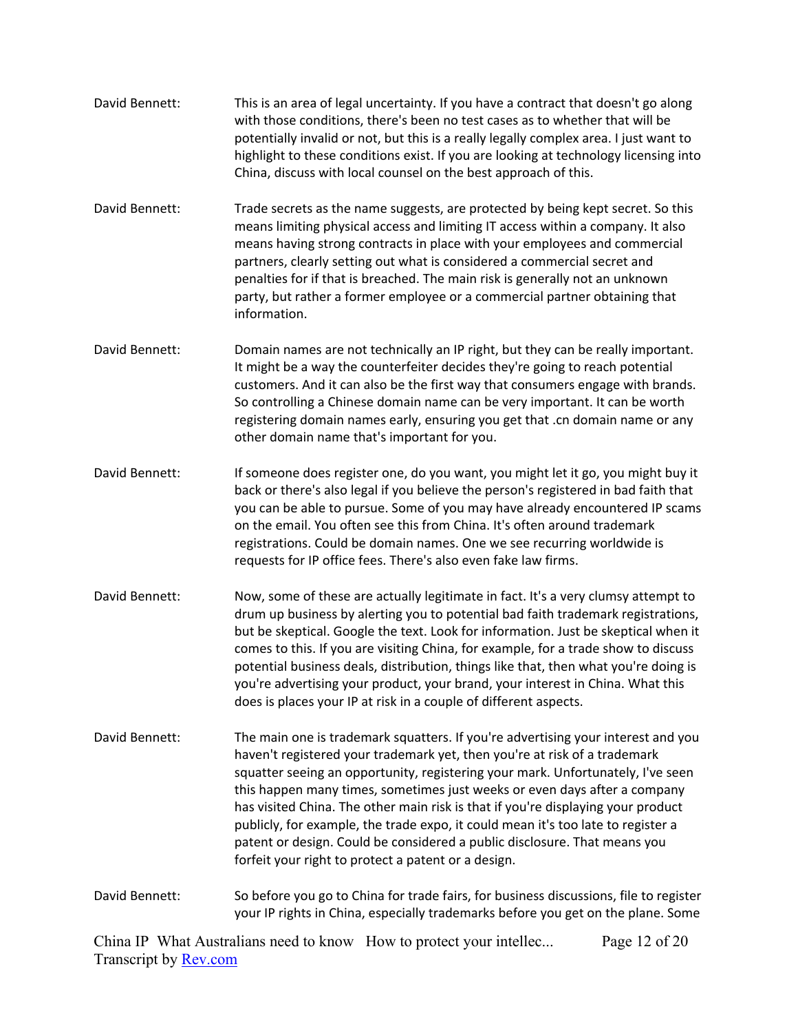David Bennett: This is an area of legal uncertainty. If you have a contract that doesn't go along with those conditions, there's been no test cases as to whether that will be potentially invalid or not, but this is a really legally complex area. I just want to highlight to these conditions exist. If you are looking at technology licensing into China, discuss with local counsel on the best approach of this.

David Bennett: Trade secrets as the name suggests, are protected by being kept secret. So this means limiting physical access and limiting IT access within a company. It also means having strong contracts in place with your employees and commercial partners, clearly setting out what is considered a commercial secret and penalties for if that is breached. The main risk is generally not an unknown party, but rather a former employee or a commercial partner obtaining that information.

David Bennett: Domain names are not technically an IP right, but they can be really important. It might be a way the counterfeiter decides they're going to reach potential customers. And it can also be the first way that consumers engage with brands. So controlling a Chinese domain name can be very important. It can be worth registering domain names early, ensuring you get that .cn domain name or any other domain name that's important for you.

David Bennett: If someone does register one, do you want, you might let it go, you might buy it back or there's also legal if you believe the person's registered in bad faith that you can be able to pursue. Some of you may have already encountered IP scams on the email. You often see this from China. It's often around trademark registrations. Could be domain names. One we see recurring worldwide is requests for IP office fees. There's also even fake law firms.

David Bennett: Now, some of these are actually legitimate in fact. It's a very clumsy attempt to drum up business by alerting you to potential bad faith trademark registrations, but be skeptical. Google the text. Look for information. Just be skeptical when it comes to this. If you are visiting China, for example, for a trade show to discuss potential business deals, distribution, things like that, then what you're doing is you're advertising your product, your brand, your interest in China. What this does is places your IP at risk in a couple of different aspects.

David Bennett: The main one is trademark squatters. If you're advertising your interest and you haven't registered your trademark yet, then you're at risk of a trademark squatter seeing an opportunity, registering your mark. Unfortunately, I've seen this happen many times, sometimes just weeks or even days after a company has visited China. The other main risk is that if you're displaying your product publicly, for example, the trade expo, it could mean it's too late to register a patent or design. Could be considered a public disclosure. That means you forfeit your right to protect a patent or a design.

David Bennett: So before you go to China for trade fairs, for business discussions, file to register your IP rights in China, especially trademarks before you get on the plane. Some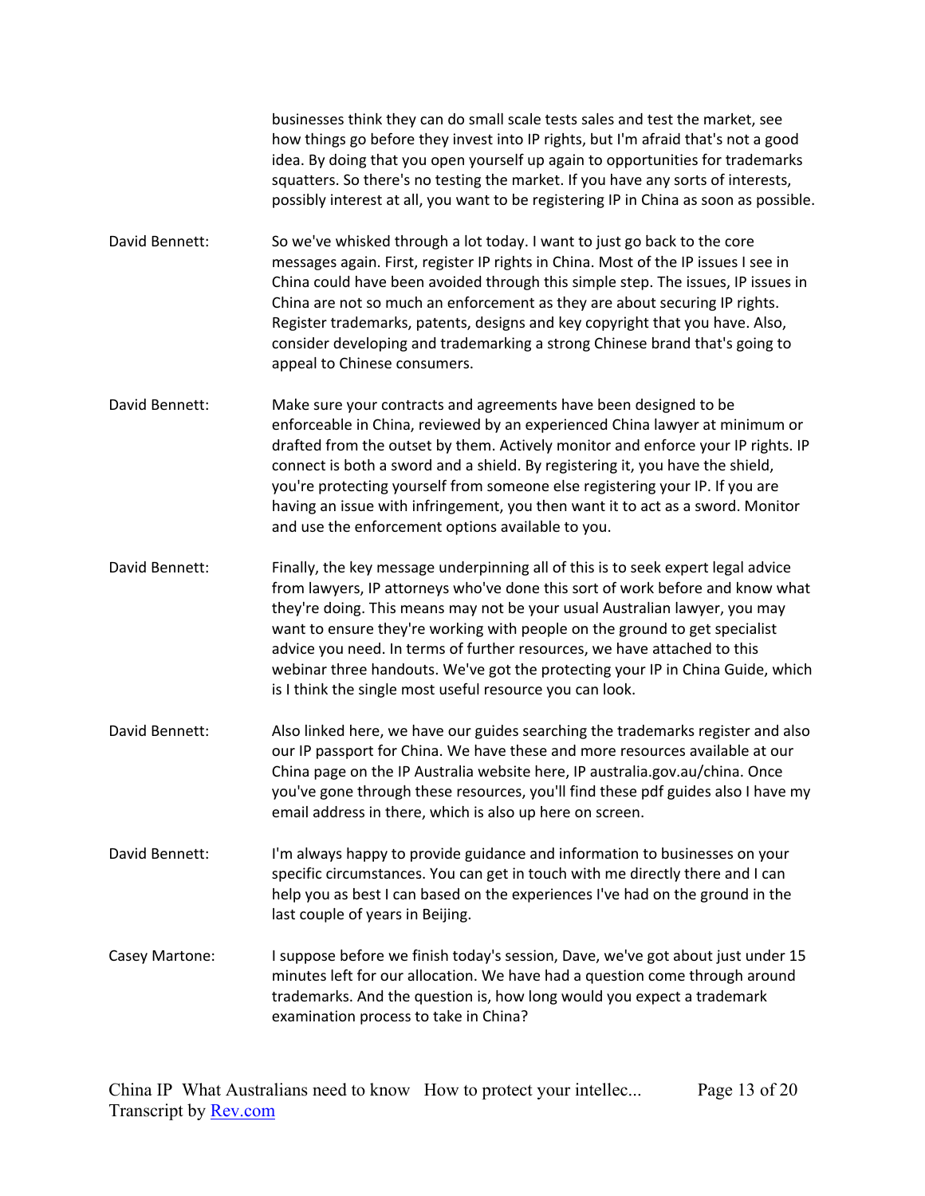businesses think they can do small scale tests sales and test the market, see how things go before they invest into IP rights, but I'm afraid that's not a good idea. By doing that you open yourself up again to opportunities for trademarks squatters. So there's no testing the market. If you have any sorts of interests, possibly interest at all, you want to be registering IP in China as soon as possible.

David Bennett: So we've whisked through a lot today. I want to just go back to the core messages again. First, register IP rights in China. Most of the IP issues I see in China could have been avoided through this simple step. The issues, IP issues in China are not so much an enforcement as they are about securing IP rights. Register trademarks, patents, designs and key copyright that you have. Also, consider developing and trademarking a strong Chinese brand that's going to appeal to Chinese consumers.

David Bennett: Make sure your contracts and agreements have been designed to be enforceable in China, reviewed by an experienced China lawyer at minimum or drafted from the outset by them. Actively monitor and enforce your IP rights. IP connect is both a sword and a shield. By registering it, you have the shield, you're protecting yourself from someone else registering your IP. If you are having an issue with infringement, you then want it to act as a sword. Monitor and use the enforcement options available to you.

David Bennett: Finally, the key message underpinning all of this is to seek expert legal advice from lawyers, IP attorneys who've done this sort of work before and know what they're doing. This means may not be your usual Australian lawyer, you may want to ensure they're working with people on the ground to get specialist advice you need. In terms of further resources, we have attached to this webinar three handouts. We've got the protecting your IP in China Guide, which is I think the single most useful resource you can look.

David Bennett: Also linked here, we have our guides searching the trademarks register and also our IP passport for China. We have these and more resources available at our China page on the IP Australia website here, IP australia.gov.au/china. Once you've gone through these resources, you'll find these pdf guides also I have my email address in there, which is also up here on screen.

David Bennett: I'm always happy to provide guidance and information to businesses on your specific circumstances. You can get in touch with me directly there and I can help you as best I can based on the experiences I've had on the ground in the last couple of years in Beijing.

Casey Martone: I suppose before we finish today's session, Dave, we've got about just under 15 minutes left for our allocation. We have had a question come through around trademarks. And the question is, how long would you expect a trademark examination process to take in China?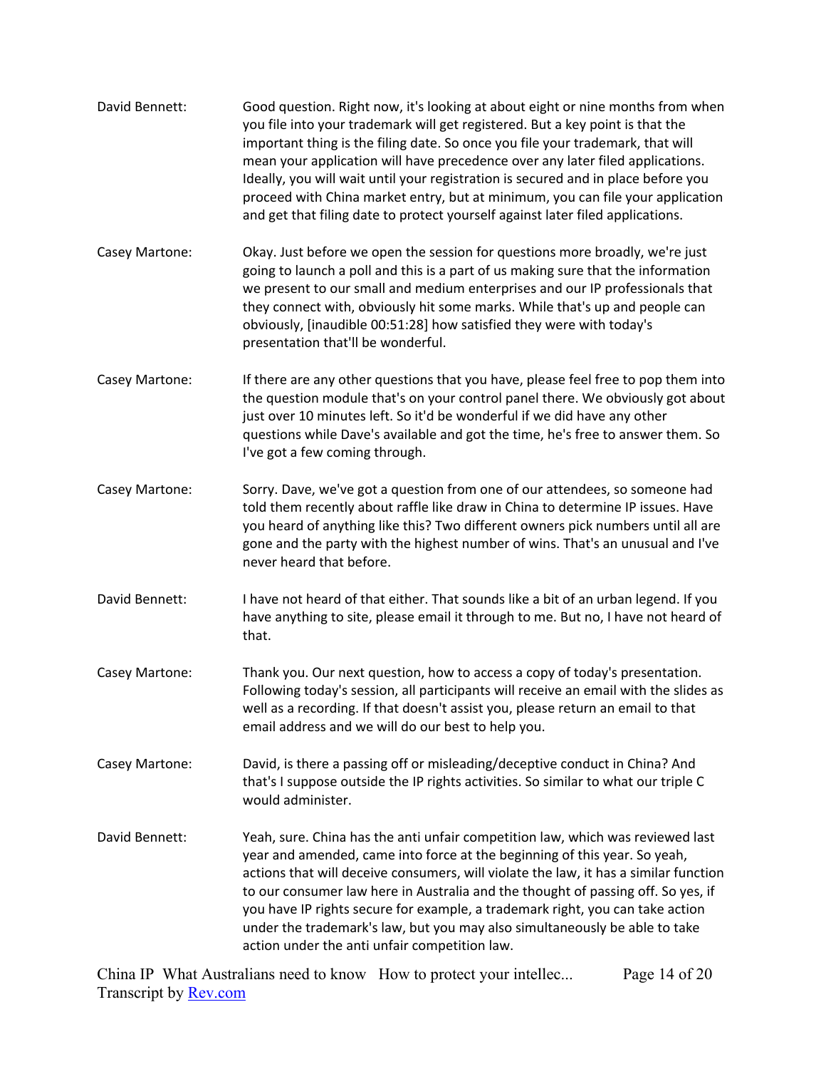David Bennett: Good question. Right now, it's looking at about eight or nine months from when you file into your trademark will get registered. But a key point is that the important thing is the filing date. So once you file your trademark, that will mean your application will have precedence over any later filed applications. Ideally, you will wait until your registration is secured and in place before you proceed with China market entry, but at minimum, you can file your application and get that filing date to protect yourself against later filed applications.

Casey Martone: Okay. Just before we open the session for questions more broadly, we're just going to launch a poll and this is a part of us making sure that the information we present to our small and medium enterprises and our IP professionals that they connect with, obviously hit some marks. While that's up and people can obviously, [inaudible 00:51:28] how satisfied they were with today's presentation that'll be wonderful.

Casey Martone: If there are any other questions that you have, please feel free to pop them into the question module that's on your control panel there. We obviously got about just over 10 minutes left. So it'd be wonderful if we did have any other questions while Dave's available and got the time, he's free to answer them. So I've got a few coming through.

Casey Martone: Sorry. Dave, we've got a question from one of our attendees, so someone had told them recently about raffle like draw in China to determine IP issues. Have you heard of anything like this? Two different owners pick numbers until all are gone and the party with the highest number of wins. That's an unusual and I've never heard that before.

David Bennett: I have not heard of that either. That sounds like a bit of an urban legend. If you have anything to site, please email it through to me. But no, I have not heard of that.

Casey Martone: Thank you. Our next question, how to access a copy of today's presentation. Following today's session, all participants will receive an email with the slides as well as a recording. If that doesn't assist you, please return an email to that email address and we will do our best to help you.

Casey Martone: David, is there a passing off or misleading/deceptive conduct in China? And that's I suppose outside the IP rights activities. So similar to what our triple C would administer.

David Bennett: Yeah, sure. China has the anti unfair competition law, which was reviewed last year and amended, came into force at the beginning of this year. So yeah, actions that will deceive consumers, will violate the law, it has a similar function to our consumer law here in Australia and the thought of passing off. So yes, if you have IP rights secure for example, a trademark right, you can take action under the trademark's law, but you may also simultaneously be able to take action under the anti unfair competition law.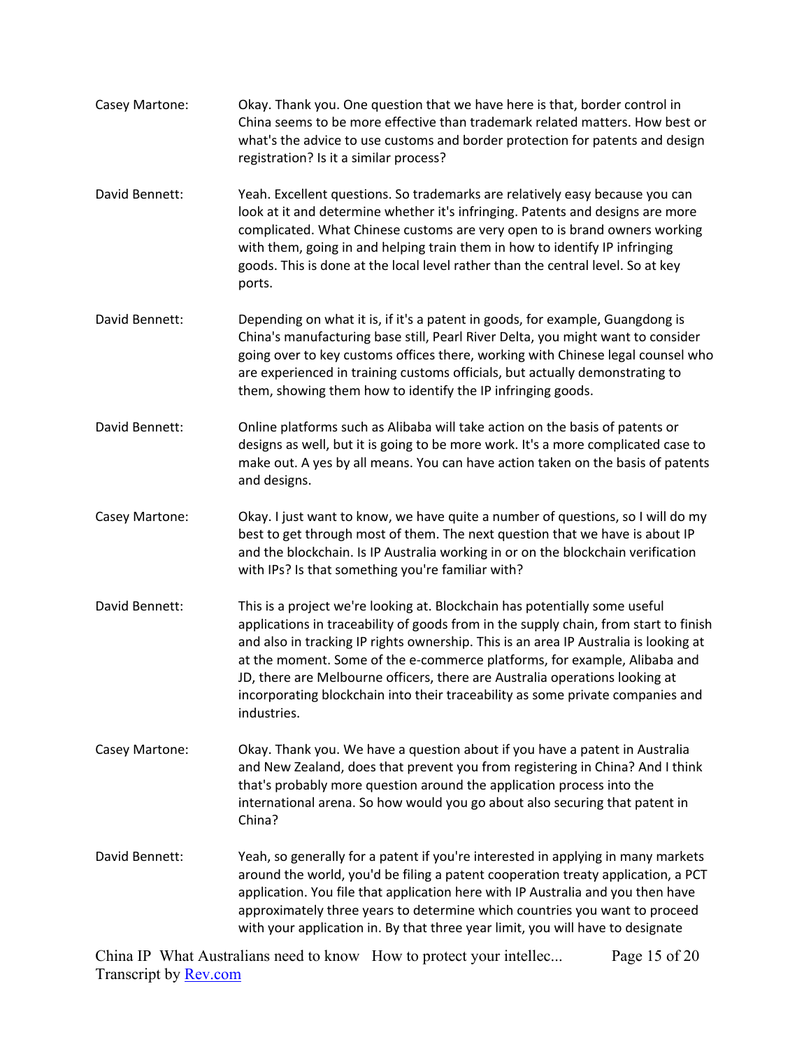Casey Martone: Okay. Thank you. One question that we have here is that, border control in China seems to be more effective than trademark related matters. How best or what's the advice to use customs and border protection for patents and design registration? Is it a similar process?

David Bennett: Yeah. Excellent questions. So trademarks are relatively easy because you can look at it and determine whether it's infringing. Patents and designs are more complicated. What Chinese customs are very open to is brand owners working with them, going in and helping train them in how to identify IP infringing goods. This is done at the local level rather than the central level. So at key ports.

David Bennett: Depending on what it is, if it's a patent in goods, for example, Guangdong is China's manufacturing base still, Pearl River Delta, you might want to consider going over to key customs offices there, working with Chinese legal counsel who are experienced in training customs officials, but actually demonstrating to them, showing them how to identify the IP infringing goods.

David Bennett: Online platforms such as Alibaba will take action on the basis of patents or designs as well, but it is going to be more work. It's a more complicated case to make out. A yes by all means. You can have action taken on the basis of patents and designs.

Casey Martone: Okay. I just want to know, we have quite a number of questions, so I will do my best to get through most of them. The next question that we have is about IP and the blockchain. Is IP Australia working in or on the blockchain verification with IPs? Is that something you're familiar with?

David Bennett: This is a project we're looking at. Blockchain has potentially some useful applications in traceability of goods from in the supply chain, from start to finish and also in tracking IP rights ownership. This is an area IP Australia is looking at at the moment. Some of the e-commerce platforms, for example, Alibaba and JD, there are Melbourne officers, there are Australia operations looking at incorporating blockchain into their traceability as some private companies and industries.

Casey Martone: Okay. Thank you. We have a question about if you have a patent in Australia and New Zealand, does that prevent you from registering in China? And I think that's probably more question around the application process into the international arena. So how would you go about also securing that patent in China?

David Bennett: Yeah, so generally for a patent if you're interested in applying in many markets around the world, you'd be filing a patent cooperation treaty application, a PCT application. You file that application here with IP Australia and you then have approximately three years to determine which countries you want to proceed with your application in. By that three year limit, you will have to designate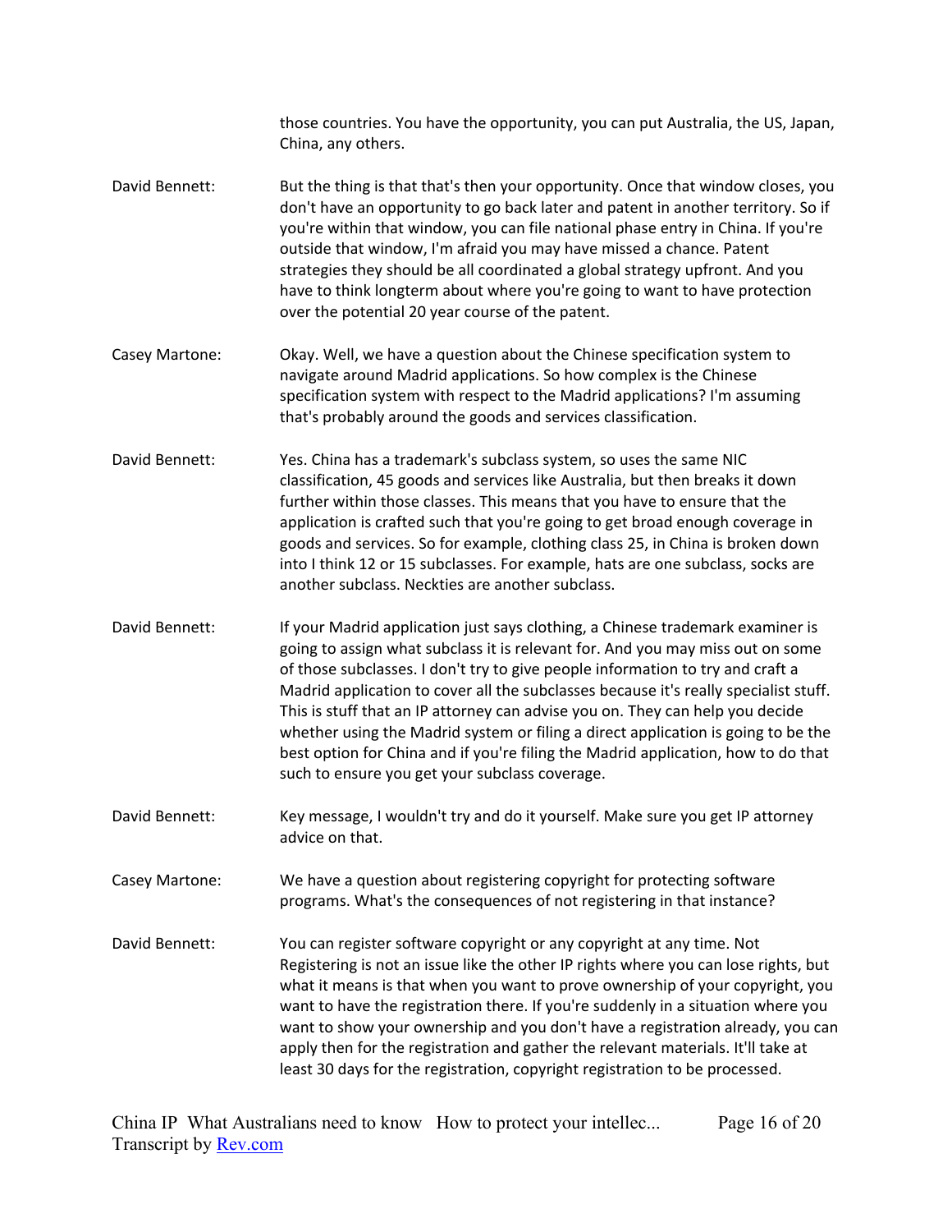those countries. You have the opportunity, you can put Australia, the US, Japan, China, any others.

David Bennett: But the thing is that that's then your opportunity. Once that window closes, you don't have an opportunity to go back later and patent in another territory. So if you're within that window, you can file national phase entry in China. If you're outside that window, I'm afraid you may have missed a chance. Patent strategies they should be all coordinated a global strategy upfront. And you have to think longterm about where you're going to want to have protection over the potential 20 year course of the patent.

Casey Martone: Okay. Well, we have a question about the Chinese specification system to navigate around Madrid applications. So how complex is the Chinese specification system with respect to the Madrid applications? I'm assuming that's probably around the goods and services classification.

David Bennett: Yes. China has a trademark's subclass system, so uses the same NIC classification, 45 goods and services like Australia, but then breaks it down further within those classes. This means that you have to ensure that the application is crafted such that you're going to get broad enough coverage in goods and services. So for example, clothing class 25, in China is broken down into I think 12 or 15 subclasses. For example, hats are one subclass, socks are another subclass. Neckties are another subclass.

David Bennett: If your Madrid application just says clothing, a Chinese trademark examiner is going to assign what subclass it is relevant for. And you may miss out on some of those subclasses. I don't try to give people information to try and craft a Madrid application to cover all the subclasses because it's really specialist stuff. This is stuff that an IP attorney can advise you on. They can help you decide whether using the Madrid system or filing a direct application is going to be the best option for China and if you're filing the Madrid application, how to do that such to ensure you get your subclass coverage.

David Bennett: Key message, I wouldn't try and do it yourself. Make sure you get IP attorney advice on that.

Casey Martone: We have a question about registering copyright for protecting software programs. What's the consequences of not registering in that instance?

David Bennett: You can register software copyright or any copyright at any time. Not Registering is not an issue like the other IP rights where you can lose rights, but what it means is that when you want to prove ownership of your copyright, you want to have the registration there. If you're suddenly in a situation where you want to show your ownership and you don't have a registration already, you can apply then for the registration and gather the relevant materials. It'll take at least 30 days for the registration, copyright registration to be processed.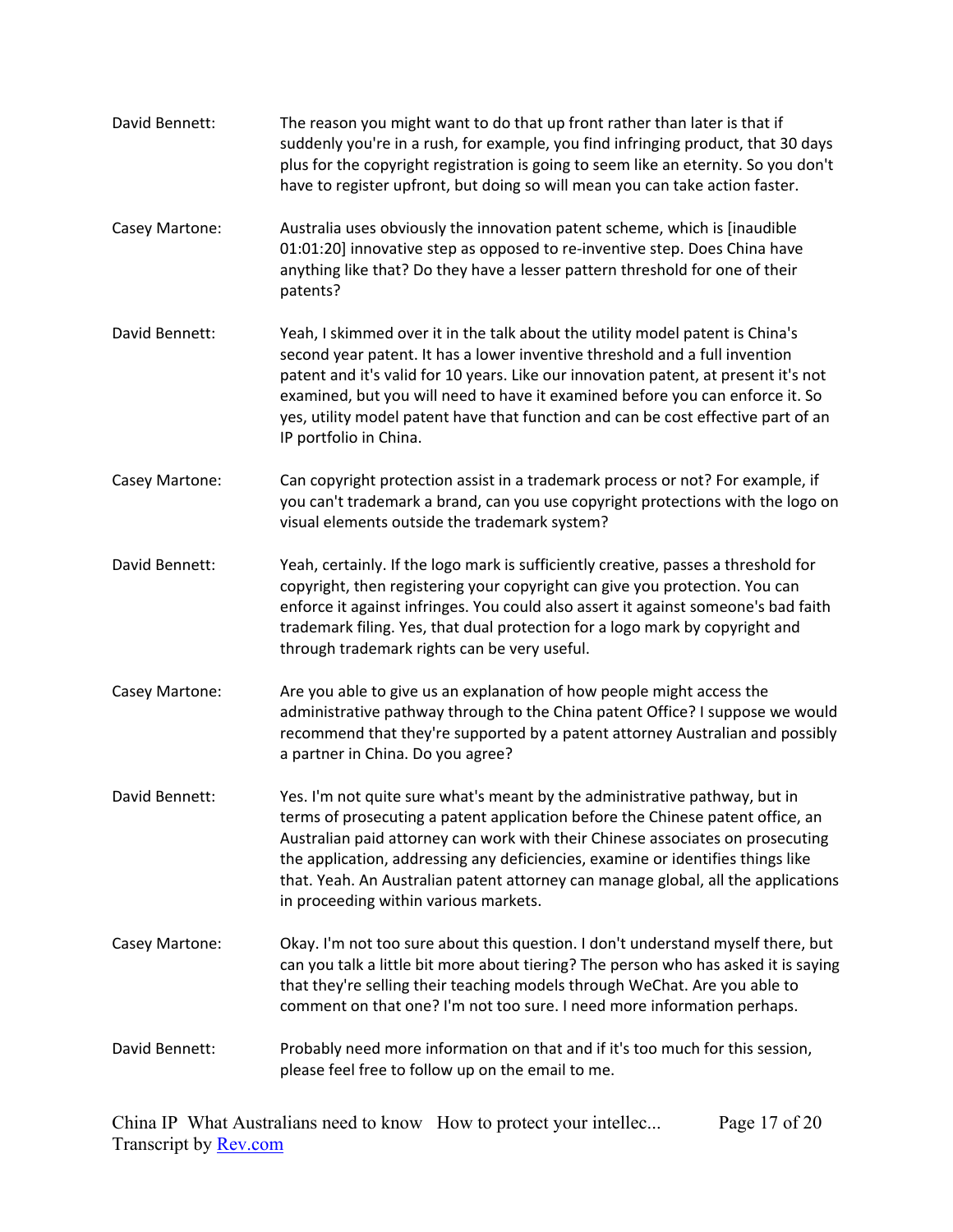**David Bennett:** The reason you might want to do that up front rather than later is that if suddenly you're in a rush, for example, you find infringing product, that 30 days plus for the copyright registration is going to seem like an eternity. So you don't have to register upfront, but doing so will mean you can take action faster.

**Casey Martone:** Australia uses obviously the innovation patent scheme, which is [inaudible 01:01:20] innovative step as opposed to re-inventive step. Does China have anything like that? Do they have a lesser pattern threshold for one of their patents?

**David Bennett:** Yeah, I skimmed over it in the talk about the utility model patent is China's second year patent. It has a lower inventive threshold and a full invention patent and it's valid for 10 years. Like our innovation patent, at present it's not examined, but you will need to have it examined before you can enforce it. So yes, utility model patent have that function and can be cost effective part of an IP portfolio in China.

**Casey Martone:** Can copyright protection assist in a trademark process or not? For example, if you can't trademark a brand, can you use copyright protections with the logo on visual elements outside the trademark system?

**David Bennett:** Yeah, certainly. If the logo mark is sufficiently creative, passes a threshold for copyright, then registering your copyright can give you protection. You can enforce it against infringes. You could also assert it against someone's bad faith trademark filing. Yes, that dual protection for a logo mark by copyright and through trademark rights can be very useful.

**Casey Martone:** Are you able to give us an explanation of how people might access the administrative pathway through to the China patent Office? I suppose we would recommend that they're supported by a patent attorney Australian and possibly a partner in China. Do you agree?

**David Bennett:** Yes. I'm not quite sure what's meant by the administrative pathway, but in terms of prosecuting a patent application before the Chinese patent office, an Australian paid attorney can work with their Chinese associates on prosecuting the application, addressing any deficiencies, examine or identifies things like that. Yeah. An Australian patent attorney can manage global, all the applications in proceeding within various markets.

**Casey Martone:** Okay. I'm not too sure about this question. I don't understand myself there, but can you talk a little bit more about tiering? The person who has asked it is saying that they're selling their teaching models through WeChat. Are you able to comment on that one? I'm not too sure. I need more information perhaps.

**David Bennett:** Probably need more information on that and if it's too much for this session, please feel free to follow up on the email to me.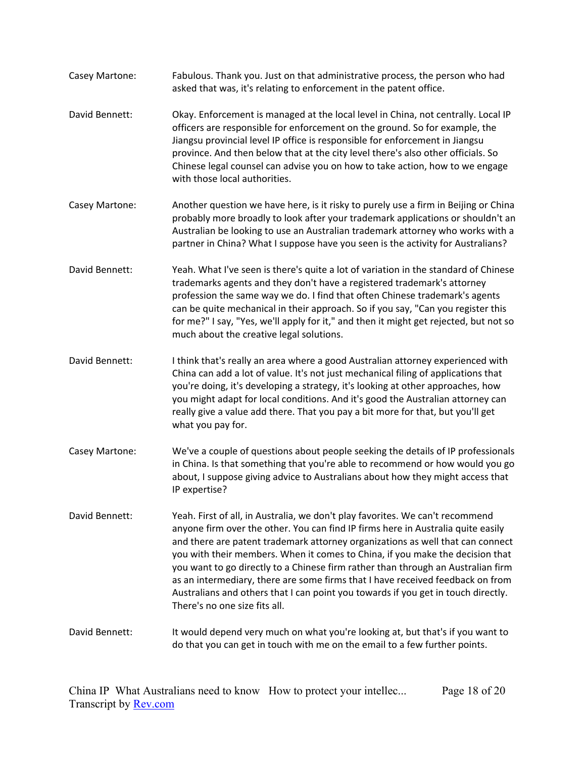Casey Martone: Fabulous. Thank you. Just on that administrative process, the person who had asked that was, it's relating to enforcement in the patent office.

David Bennett: Okay. Enforcement is managed at the local level in China, not centrally. Local IP officers are responsible for enforcement on the ground. So for example, the Jiangsu provincial level IP office is responsible for enforcement in Jiangsu province. And then below that at the city level there's also other officials. So Chinese legal counsel can advise you on how to take action, how to we engage with those local authorities.

Casey Martone: Another question we have here, is it risky to purely use a firm in Beijing or China probably more broadly to look after your trademark applications or shouldn't an Australian be looking to use an Australian trademark attorney who works with a partner in China? What I suppose have you seen is the activity for Australians?

David Bennett: Yeah. What I've seen is there's quite a lot of variation in the standard of Chinese trademarks agents and they don't have a registered trademark's attorney profession the same way we do. I find that often Chinese trademark's agents can be quite mechanical in their approach. So if you say, "Can you register this for me?" I say, "Yes, we'll apply for it," and then it might get rejected, but not so much about the creative legal solutions.

David Bennett: I think that's really an area where a good Australian attorney experienced with China can add a lot of value. It's not just mechanical filing of applications that you're doing, it's developing a strategy, it's looking at other approaches, how you might adapt for local conditions. And it's good the Australian attorney can really give a value add there. That you pay a bit more for that, but you'll get what you pay for.

Casey Martone: We've a couple of questions about people seeking the details of IP professionals in China. Is that something that you're able to recommend or how would you go about, I suppose giving advice to Australians about how they might access that IP expertise?

David Bennett: Yeah. First of all, in Australia, we don't play favorites. We can't recommend anyone firm over the other. You can find IP firms here in Australia quite easily and there are patent trademark attorney organizations as well that can connect you with their members. When it comes to China, if you make the decision that you want to go directly to a Chinese firm rather than through an Australian firm as an intermediary, there are some firms that I have received feedback on from Australians and others that I can point you towards if you get in touch directly. There's no one size fits all.

David Bennett: It would depend very much on what you're looking at, but that's if you want to do that you can get in touch with me on the email to a few further points.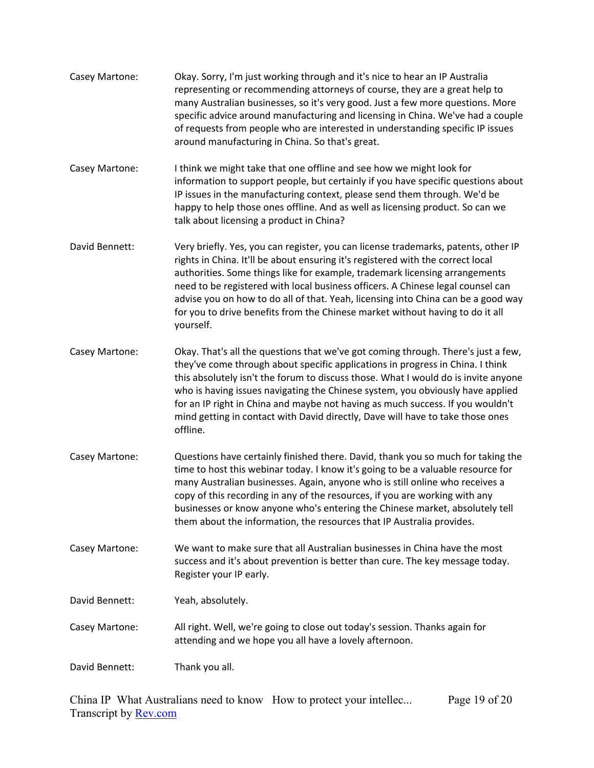Casey Martone: Okay. Sorry, I'm just working through and it's nice to hear an IP Australia representing or recommending attorneys of course, they are a great help to many Australian businesses, so it's very good. Just a few more questions. More specific advice around manufacturing and licensing in China. We've had a couple of requests from people who are interested in understanding specific IP issues around manufacturing in China. So that's great.

Casey Martone: I think we might take that one offline and see how we might look for information to support people, but certainly if you have specific questions about IP issues in the manufacturing context, please send them through. We'd be happy to help those ones offline. And as well as licensing product. So can we talk about licensing a product in China?

David Bennett: Very briefly. Yes, you can register, you can license trademarks, patents, other IP rights in China. It'll be about ensuring it's registered with the correct local authorities. Some things like for example, trademark licensing arrangements need to be registered with local business officers. A Chinese legal counsel can advise you on how to do all of that. Yeah, licensing into China can be a good way for you to drive benefits from the Chinese market without having to do it all yourself.

Casey Martone: Okay. That's all the questions that we've got coming through. There's just a few, they've come through about specific applications in progress in China. I think this absolutely isn't the forum to discuss those. What I would do is invite anyone who is having issues navigating the Chinese system, you obviously have applied for an IP right in China and maybe not having as much success. If you wouldn't mind getting in contact with David directly, Dave will have to take those ones offline.

Casey Martone: Questions have certainly finished there. David, thank you so much for taking the time to host this webinar today. I know it's going to be a valuable resource for many Australian businesses. Again, anyone who is still online who receives a copy of this recording in any of the resources, if you are working with any businesses or know anyone who's entering the Chinese market, absolutely tell them about the information, the resources that IP Australia provides.

Casey Martone: We want to make sure that all Australian businesses in China have the most success and it's about prevention is better than cure. The key message today. Register your IP early.

David Bennett: Yeah, absolutely.

Casey Martone: All right. Well, we're going to close out today's session. Thanks again for attending and we hope you all have a lovely afternoon.

David Bennett: Thank you all.